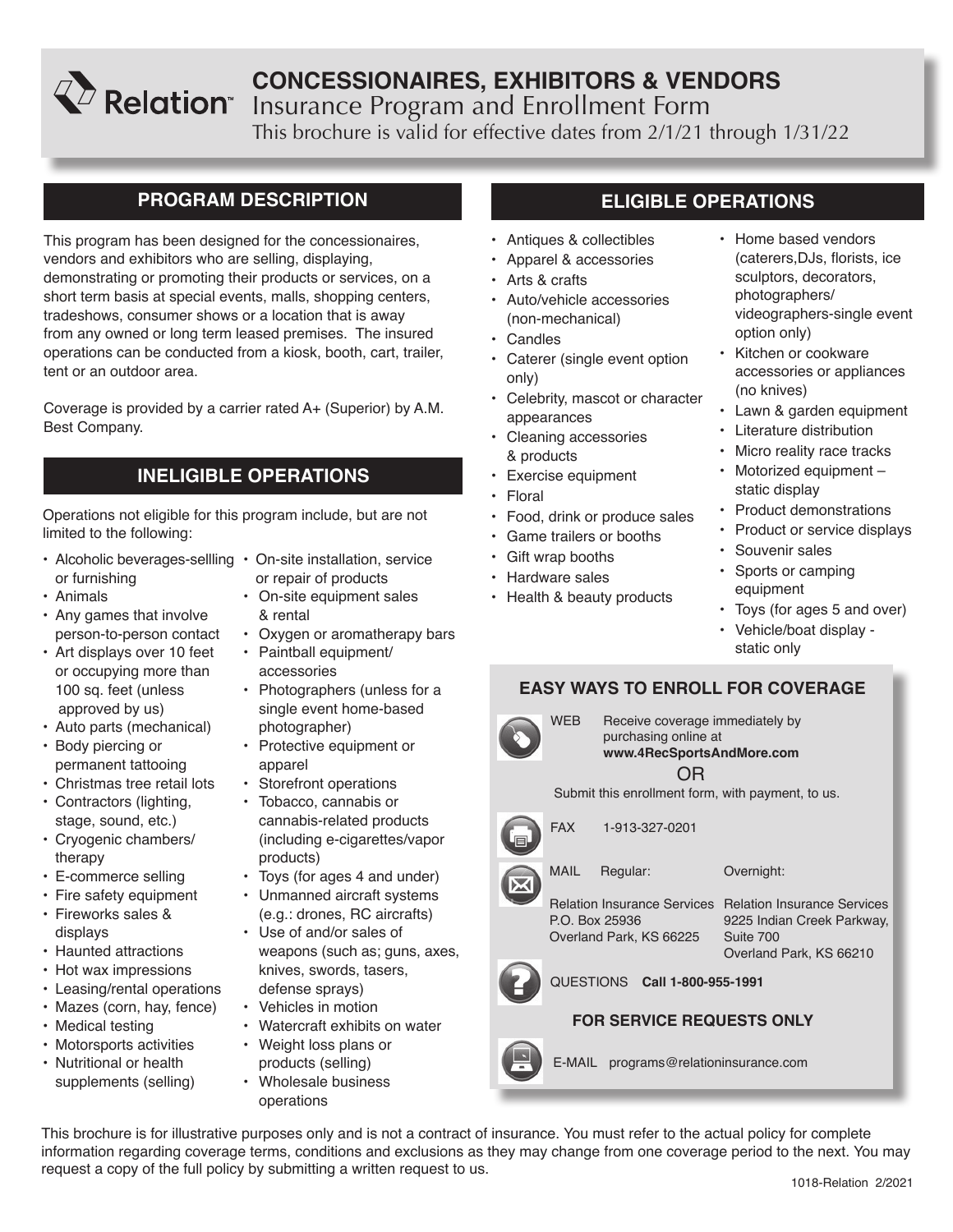# CONCESSIONAIRES, EXHIBITORS & VENDORS

Relation™

Insurance Program and Enrollment Form

This brochure is valid for effective dates from 2/1/21 through 1/31/22

## PROGRAM DESCRIPTION

This program has been designed for the concessionaires, vendors and exhibitors who are selling, displaying, demonstrating or promoting their products or services, on a short term basis at special events, malls, shopping centers, tradeshows, consumer shows or a location that is away from any owned or long term leased premises. The insured operations can be conducted from a kiosk, booth, cart, trailer, tent or an outdoor area.

Coverage is provided by a carrier rated A+ (Superior) by A.M. Best Company.

## INELIGIBLE OPERATIONS

Operations not eligible for this program include, but are not limited to the following:

- Alcoholic beverages-sellling or furnishing
- Animals
- Any games that involve person-to-person contact
- Art displays over 10 feet or occupying more than 100 sq. feet (unless approved by us)
- Auto parts (mechanical)
- Body piercing or permanent tattooing
- Christmas tree retail lots
- Contractors (lighting, stage, sound, etc.)
- Cryogenic chambers/ therapy
- E-commerce selling
- Fire safety equipment
- Fireworks sales & displays
- Haunted attractions
- Hot wax impressions
- Leasing/rental operations
- Mazes (corn, hay, fence)
- Medical testing
- Motorsports activities
- Nutritional or health supplements (selling)
- On-site installation, service or repair of products
- On-site equipment sales & rental
- Oxygen or aromatherapy bars
- Paintball equipment/ accessories
- Photographers (unless for a single event home-based photographer)
- Protective equipment or apparel
- Storefront operations
- Tobacco, cannabis or cannabis-related products (including e-cigarettes/vapor products)
- Toys (for ages 4 and under)
- Unmanned aircraft systems (e.g.: drones, RC aircrafts)
- Use of and/or sales of weapons (such as; guns, axes, knives, swords, tasers, defense sprays)
- Vehicles in motion
- Watercraft exhibits on water
- Weight loss plans or products (selling)
- Wholesale business operations

## ELIGIBLE OPERATIONS

- Antiques & collectibles
- Apparel & accessories
- Arts & crafts
- Auto/vehicle accessories (non-mechanical)
- Candles
- Caterer (single event option only)
- Celebrity, mascot or character appearances
- Cleaning accessories & products
- Exercise equipment
- Floral
- Food, drink or produce sales
- Game trailers or booths
- Gift wrap booths
- Hardware sales
- Health & beauty products
- Home based vendors (caterers,DJs, florists, ice sculptors, decorators, photographers/ videographers-single event option only)
- Kitchen or cookware accessories or appliances (no knives)
- Lawn & garden equipment
- Literature distribution
- Micro reality race tracks
- Motorized equipment – static display
- Product demonstrations
- Product or service displays
- Souvenir sales
- Sports or camping equipment
- Toys (for ages 5 and over)
- Vehicle/boat display - static only

## EASY WAYS TO ENROLL FOR COVERAGE

**WEB** Receive coverage immediately by purchasing online at **www.4RecSportsAndMore.com**

OR

Submit this enrollment form, with payment, to us.

**FAX** 1-913-327-0201

**MAIL**

| Regular: | Overnight: |
|---|---|
| Relation Insurance Services<br>P.O. Box 25936<br>Overland Park, KS 66225 | Relation Insurance Services<br>9225 Indian Creek Parkway, Suite 700<br>Overland Park, KS 66210 |

**QUESTIONS** **Call 1-800-955-1991**

**FOR SERVICE REQUESTS ONLY**

**E-MAIL** programs@relationinsurance.com

This brochure is for illustrative purposes only and is not a contract of insurance. You must refer to the actual policy for complete information regarding coverage terms, conditions and exclusions as they may change from one coverage period to the next. You may request a copy of the full policy by submitting a written request to us.

1018-Relation 2/2021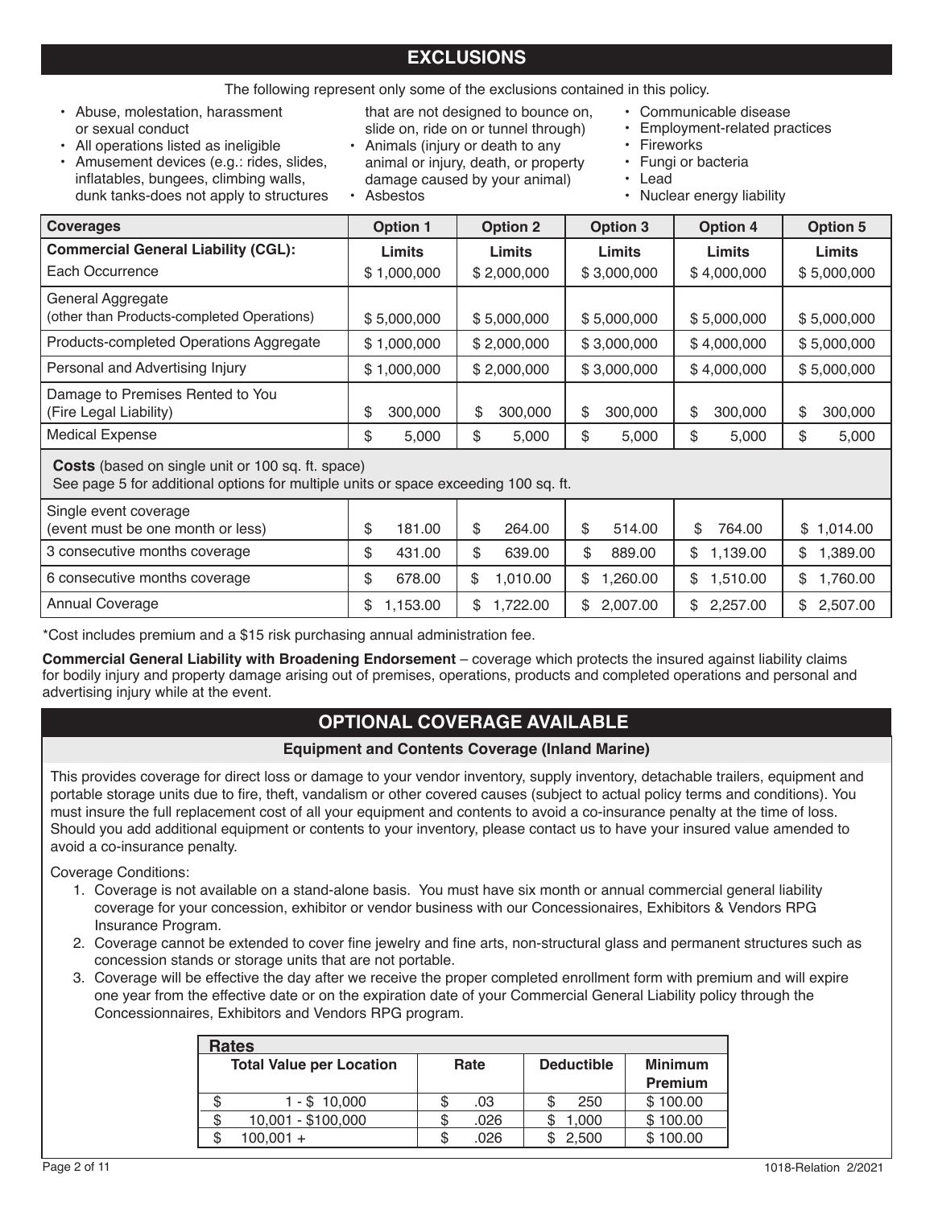## EXCLUSIONS

The following represent only some of the exclusions contained in this policy.

- Abuse, molestation, harassment or sexual conduct
- All operations listed as ineligible
- Amusement devices (e.g.: rides, slides, inflatables, bungees, climbing walls, dunk tanks-does not apply to structures that are not designed to bounce on, slide on, ride on or tunnel through)
- Animals (injury or death to any animal or injury, death, or property damage caused by your animal)
- Asbestos
- Communicable disease
- Employment-related practices
- Fireworks
- Fungi or bacteria
- Lead
- Nuclear energy liability

| Coverages | Option 1 | Option 2 | Option 3 | Option 4 | Option 5 |
|---|---|---|---|---|---|
| **Commercial General Liability (CGL):** | **Limits** | **Limits** | **Limits** | **Limits** | **Limits** |
| Each Occurrence | $ 1,000,000 | $ 2,000,000 | $ 3,000,000 | $ 4,000,000 | $ 5,000,000 |
| General Aggregate (other than Products-completed Operations) | $ 5,000,000 | $ 5,000,000 | $ 5,000,000 | $ 5,000,000 | $ 5,000,000 |
| Products-completed Operations Aggregate | $ 1,000,000 | $ 2,000,000 | $ 3,000,000 | $ 4,000,000 | $ 5,000,000 |
| Personal and Advertising Injury | $ 1,000,000 | $ 2,000,000 | $ 3,000,000 | $ 4,000,000 | $ 5,000,000 |
| Damage to Premises Rented to You (Fire Legal Liability) | $ 300,000 | $ 300,000 | $ 300,000 | $ 300,000 | $ 300,000 |
| Medical Expense | $ 5,000 | $ 5,000 | $ 5,000 | $ 5,000 | $ 5,000 |
| **Costs** (based on single unit or 100 sq. ft. space) See page 5 for additional options for multiple units or space exceeding 100 sq. ft. | | | | | |
| Single event coverage (event must be one month or less) | $ 181.00 | $ 264.00 | $ 514.00 | $ 764.00 | $ 1,014.00 |
| 3 consecutive months coverage | $ 431.00 | $ 639.00 | $ 889.00 | $ 1,139.00 | $ 1,389.00 |
| 6 consecutive months coverage | $ 678.00 | $ 1,010.00 | $ 1,260.00 | $ 1,510.00 | $ 1,760.00 |
| Annual Coverage | $ 1,153.00 | $ 1,722.00 | $ 2,007.00 | $ 2,257.00 | $ 2,507.00 |

*Cost includes premium and a $15 risk purchasing annual administration fee.

**Commercial General Liability with Broadening Endorsement** – coverage which protects the insured against liability claims for bodily injury and property damage arising out of premises, operations, products and completed operations and personal and advertising injury while at the event.

## OPTIONAL COVERAGE AVAILABLE

### Equipment and Contents Coverage (Inland Marine)

This provides coverage for direct loss or damage to your vendor inventory, supply inventory, detachable trailers, equipment and portable storage units due to fire, theft, vandalism or other covered causes (subject to actual policy terms and conditions). You must insure the full replacement cost of all your equipment and contents to avoid a co-insurance penalty at the time of loss. Should you add additional equipment or contents to your inventory, please contact us to have your insured value amended to avoid a co-insurance penalty.

Coverage Conditions:

1. Coverage is not available on a stand-alone basis. You must have six month or annual commercial general liability coverage for your concession, exhibitor or vendor business with our Concessionaires, Exhibitors & Vendors RPG Insurance Program.
2. Coverage cannot be extended to cover fine jewelry and fine arts, non-structural glass and permanent structures such as concession stands or storage units that are not portable.
3. Coverage will be effective the day after we receive the proper completed enrollment form with premium and will expire one year from the effective date or on the expiration date of your Commercial General Liability policy through the Concessionnaires, Exhibitors and Vendors RPG program.

**Rates**

| Total Value per Location | Rate | Deductible | Minimum Premium |
|---|---|---|---|
| $ 1 - $ 10,000 | $ .03 | $ 250 | $ 100.00 |
| $ 10,001 - $100,000 | $ .026 | $ 1,000 | $ 100.00 |
| $ 100,001 + | $ .026 | $ 2,500 | $ 100.00 |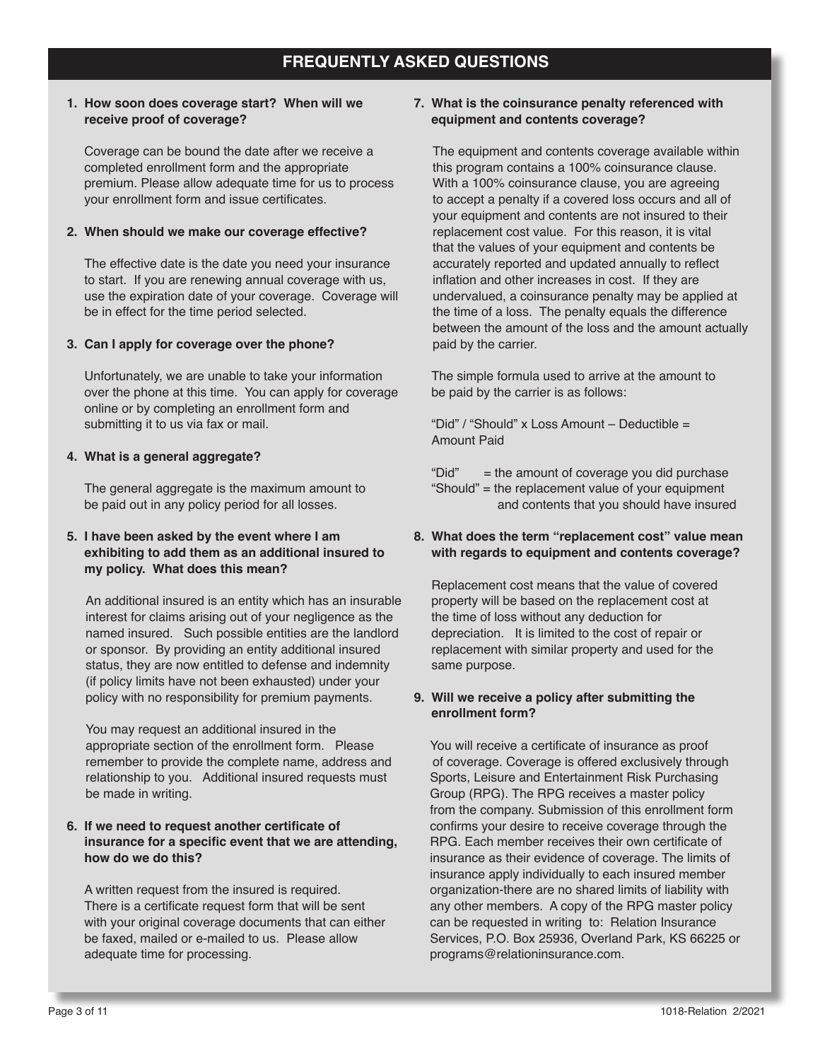# FREQUENTLY ASKED QUESTIONS

**1. How soon does coverage start? When will we receive proof of coverage?**

Coverage can be bound the date after we receive a completed enrollment form and the appropriate premium. Please allow adequate time for us to process your enrollment form and issue certificates.

**2. When should we make our coverage effective?**

The effective date is the date you need your insurance to start. If you are renewing annual coverage with us, use the expiration date of your coverage. Coverage will be in effect for the time period selected.

**3. Can I apply for coverage over the phone?**

Unfortunately, we are unable to take your information over the phone at this time. You can apply for coverage online or by completing an enrollment form and submitting it to us via fax or mail.

**4. What is a general aggregate?**

The general aggregate is the maximum amount to be paid out in any policy period for all losses.

**5. I have been asked by the event where I am exhibiting to add them as an additional insured to my policy. What does this mean?**

An additional insured is an entity which has an insurable interest for claims arising out of your negligence as the named insured. Such possible entities are the landlord or sponsor. By providing an entity additional insured status, they are now entitled to defense and indemnity (if policy limits have not been exhausted) under your policy with no responsibility for premium payments.

You may request an additional insured in the appropriate section of the enrollment form. Please remember to provide the complete name, address and relationship to you. Additional insured requests must be made in writing.

**6. If we need to request another certificate of insurance for a specific event that we are attending, how do we do this?**

A written request from the insured is required. There is a certificate request form that will be sent with your original coverage documents that can either be faxed, mailed or e-mailed to us. Please allow adequate time for processing.

**7. What is the coinsurance penalty referenced with equipment and contents coverage?**

The equipment and contents coverage available within this program contains a 100% coinsurance clause. With a 100% coinsurance clause, you are agreeing to accept a penalty if a covered loss occurs and all of your equipment and contents are not insured to their replacement cost value. For this reason, it is vital that the values of your equipment and contents be accurately reported and updated annually to reflect inflation and other increases in cost. If they are undervalued, a coinsurance penalty may be applied at the time of a loss. The penalty equals the difference between the amount of the loss and the amount actually paid by the carrier.

The simple formula used to arrive at the amount to be paid by the carrier is as follows:

"Did" / "Should" x Loss Amount – Deductible = Amount Paid

"Did" = the amount of coverage you did purchase
"Should" = the replacement value of your equipment and contents that you should have insured

**8. What does the term "replacement cost" value mean with regards to equipment and contents coverage?**

Replacement cost means that the value of covered property will be based on the replacement cost at the time of loss without any deduction for depreciation. It is limited to the cost of repair or replacement with similar property and used for the same purpose.

**9. Will we receive a policy after submitting the enrollment form?**

You will receive a certificate of insurance as proof of coverage. Coverage is offered exclusively through Sports, Leisure and Entertainment Risk Purchasing Group (RPG). The RPG receives a master policy from the company. Submission of this enrollment form confirms your desire to receive coverage through the RPG. Each member receives their own certificate of insurance as their evidence of coverage. The limits of insurance apply individually to each insured member organization-there are no shared limits of liability with any other members. A copy of the RPG master policy can be requested in writing to: Relation Insurance Services, P.O. Box 25936, Overland Park, KS 66225 or programs@relationinsurance.com.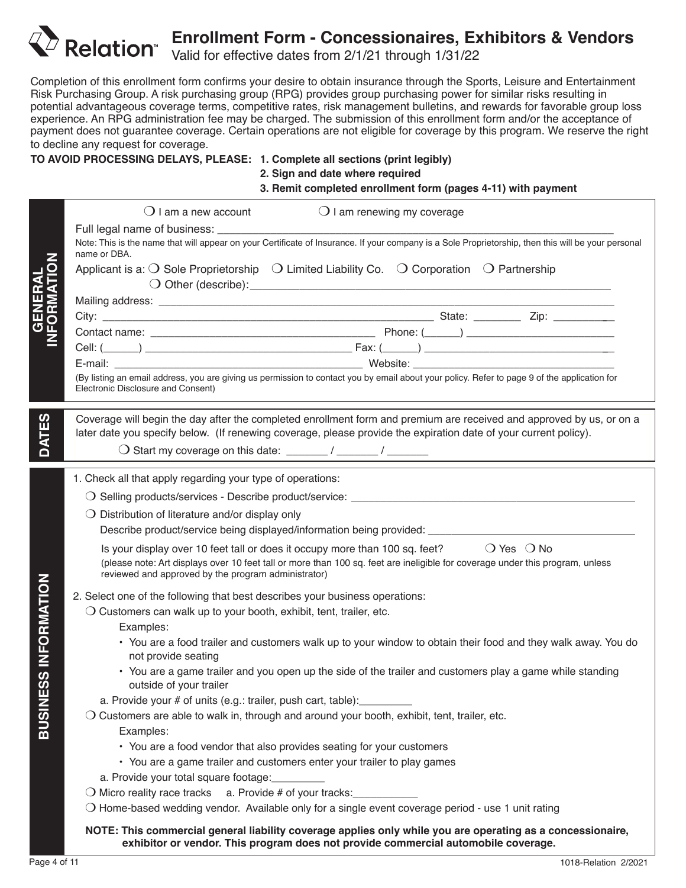# Relation™

## Enrollment Form - Concessionaires, Exhibitors & Vendors

Valid for effective dates from 2/1/21 through 1/31/22

Completion of this enrollment form confirms your desire to obtain insurance through the Sports, Leisure and Entertainment Risk Purchasing Group. A risk purchasing group (RPG) provides group purchasing power for similar risks resulting in potential advantageous coverage terms, competitive rates, risk management bulletins, and rewards for favorable group loss experience. An RPG administration fee may be charged. The submission of this enrollment form and/or the acceptance of payment does not guarantee coverage. Certain operations are not eligible for coverage by this program. We reserve the right to decline any request for coverage.

**TO AVOID PROCESSING DELAYS, PLEASE:**
1. **Complete all sections (print legibly)**
2. **Sign and date where required**
3. **Remit completed enrollment form (pages 4-11) with payment**

### GENERAL INFORMATION

❍ I am a new account ❍ I am renewing my coverage

Full legal name of business: ______________________________

Note: This is the name that will appear on your Certificate of Insurance. If your company is a Sole Proprietorship, then this will be your personal name or DBA.

Applicant is a: ❍ Sole Proprietorship ❍ Limited Liability Co. ❍ Corporation ❍ Partnership
❍ Other (describe): ______________________________

Mailing address: ______________________________

City: ______________________________ State: ________ Zip: __________

Contact name: ______________________________ Phone: (______) ______________________________

Cell: (______) ______________________________ Fax: (______) ______________________________

E-mail: ______________________________ Website: ______________________________

(By listing an email address, you are giving us permission to contact you by email about your policy. Refer to page 9 of the application for Electronic Disclosure and Consent)

### DATES

Coverage will begin the day after the completed enrollment form and premium are received and approved by us, or on a later date you specify below. (If renewing coverage, please provide the expiration date of your current policy).

❍ Start my coverage on this date: _______ / _______ / _______

### BUSINESS INFORMATION

1. Check all that apply regarding your type of operations:

   ❍ Selling products/services - Describe product/service: ______________________________

   ❍ Distribution of literature and/or display only
   Describe product/service being displayed/information being provided: ______________________________

   Is your display over 10 feet tall or does it occupy more than 100 sq. feet? ❍ Yes ❍ No
   (please note: Art displays over 10 feet tall or more than 100 sq. feet are ineligible for coverage under this program, unless reviewed and approved by the program administrator)

2. Select one of the following that best describes your business operations:

   ❍ Customers can walk up to your booth, exhibit, tent, trailer, etc.
   Examples:
   - You are a food trailer and customers walk up to your window to obtain their food and they walk away. You do not provide seating
   - You are a game trailer and you open up the side of the trailer and customers play a game while standing outside of your trailer

   a. Provide your # of units (e.g.: trailer, push cart, table):_________

   ❍ Customers are able to walk in, through and around your booth, exhibit, tent, trailer, etc.
   Examples:
   - You are a food vendor that also provides seating for your customers
   - You are a game trailer and customers enter your trailer to play games

   a. Provide your total square footage:_________

   ❍ Micro reality race tracks a. Provide # of your tracks:___________

   ❍ Home-based wedding vendor. Available only for a single event coverage period - use 1 unit rating

**NOTE: This commercial general liability coverage applies only while you are operating as a concessionaire, exhibitor or vendor. This program does not provide commercial automobile coverage.**

1018-Relation 2/2021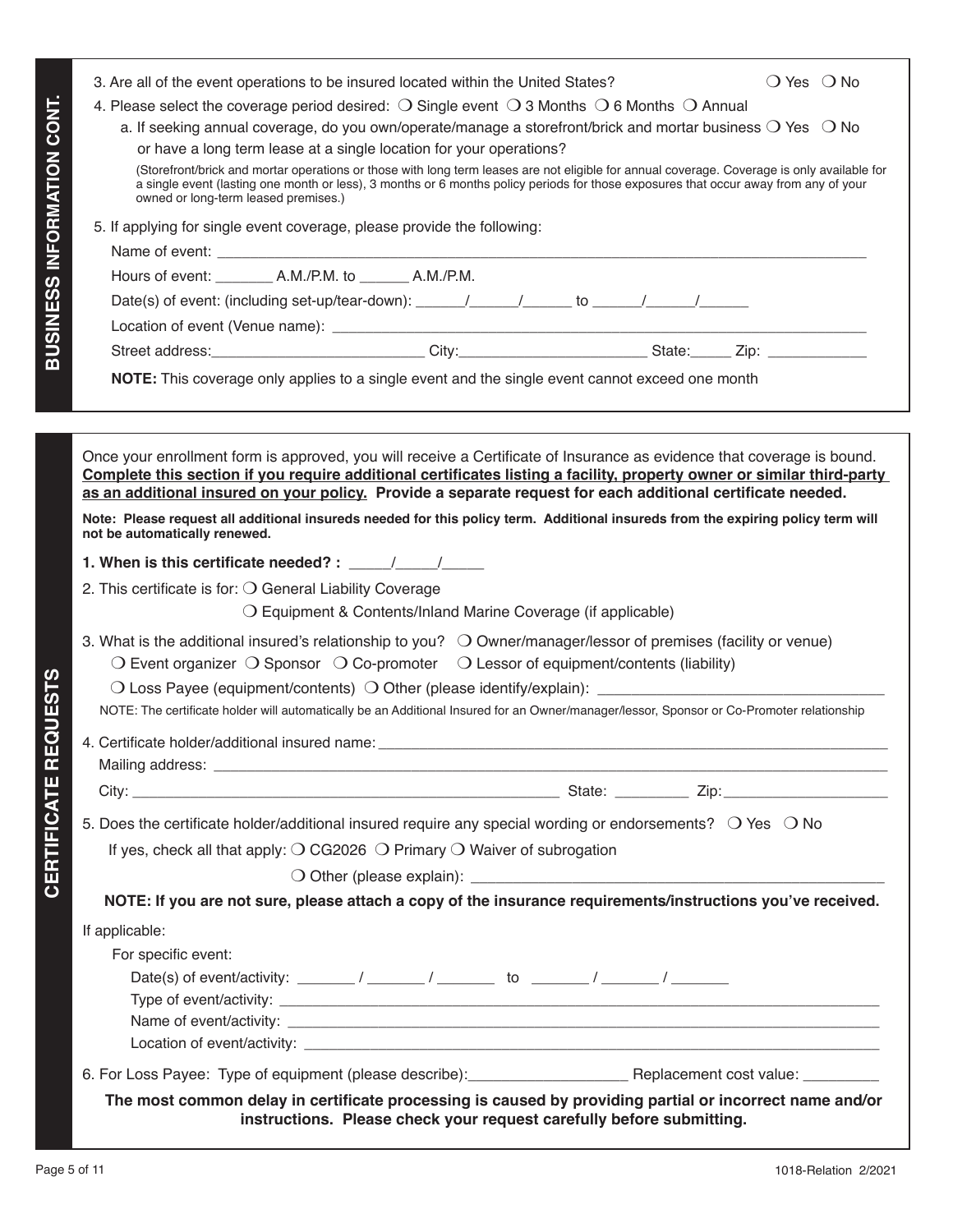## BUSINESS INFORMATION CONT.

3. Are all of the event operations to be insured located within the United States? ❍ Yes ❍ No
4. Please select the coverage period desired: ❍ Single event ❍ 3 Months ❍ 6 Months ❍ Annual
   a. If seeking annual coverage, do you own/operate/manage a storefront/brick and mortar business or have a long term lease at a single location for your operations? ❍ Yes ❍ No

   (Storefront/brick and mortar operations or those with long term leases are not eligible for annual coverage. Coverage is only available for a single event (lasting one month or less), 3 months or 6 months policy periods for those exposures that occur away from any of your owned or long-term leased premises.)
5. If applying for single event coverage, please provide the following:

   Name of event: ______________________________

   Hours of event: _______ A.M./P.M. to ______ A.M./P.M.

   Date(s) of event: (including set-up/tear-down): ______/______/______ to ______/______/______

   Location of event (Venue name): ______________________________

   Street address:_______________________ City:____________________ State:_____ Zip: ____________

   **NOTE:** This coverage only applies to a single event and the single event cannot exceed one month

## CERTIFICATE REQUESTS

Once your enrollment form is approved, you will receive a Certificate of Insurance as evidence that coverage is bound. **Complete this section if you require additional certificates listing a facility, property owner or similar third-party as an additional insured on your policy. Provide a separate request for each additional certificate needed.**

**Note: Please request all additional insureds needed for this policy term. Additional insureds from the expiring policy term will not be automatically renewed.**

**1. When is this certificate needed? : _____/_____/_____**

2. This certificate is for: ❍ General Liability Coverage

   ❍ Equipment & Contents/Inland Marine Coverage (if applicable)

3. What is the additional insured's relationship to you? ❍ Owner/manager/lessor of premises (facility or venue)

   ❍ Event organizer ❍ Sponsor ❍ Co-promoter ❍ Lessor of equipment/contents (liability)

   ❍ Loss Payee (equipment/contents) ❍ Other (please identify/explain): ______________________________

   NOTE: The certificate holder will automatically be an Additional Insured for an Owner/manager/lessor, Sponsor or Co-Promoter relationship

4. Certificate holder/additional insured name: ______________________________

   Mailing address: ______________________________

   City: ______________________________ State: _________ Zip: ___________________

5. Does the certificate holder/additional insured require any special wording or endorsements? ❍ Yes ❍ No

   If yes, check all that apply: ❍ CG2026 ❍ Primary ❍ Waiver of subrogation

   ❍ Other (please explain): ______________________________

   **NOTE: If you are not sure, please attach a copy of the insurance requirements/instructions you've received.**

If applicable:

For specific event:

Date(s) of event/activity: _______ / _______ / _______ to _______ / _______ / _______

Type of event/activity: ______________________________

Name of event/activity: ______________________________

Location of event/activity: ______________________________

6. For Loss Payee: Type of equipment (please describe):___________________ Replacement cost value: _________

**The most common delay in certificate processing is caused by providing partial or incorrect name and/or instructions. Please check your request carefully before submitting.**

1018-Relation 2/2021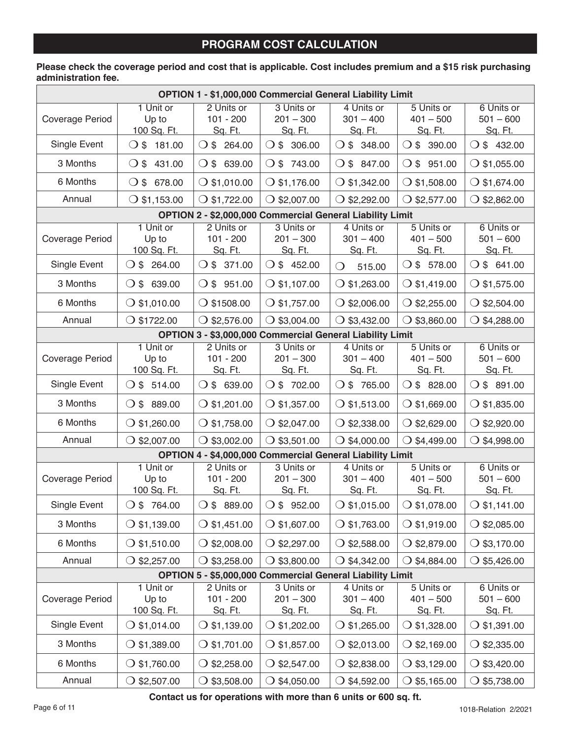## PROGRAM COST CALCULATION

**Please check the coverage period and cost that is applicable. Cost includes premium and a $15 risk purchasing administration fee.**

| OPTION 1 - $1,000,000 Commercial General Liability Limit | | | | | | |
|---|---|---|---|---|---|---|
| Coverage Period | 1 Unit or Up to 100 Sq. Ft. | 2 Units or 101 - 200 Sq. Ft. | 3 Units or 201 – 300 Sq. Ft. | 4 Units or 301 – 400 Sq. Ft. | 5 Units or 401 – 500 Sq. Ft. | 6 Units or 501 – 600 Sq. Ft. |
| Single Event | ❍ $ 181.00 | ❍ $ 264.00 | ❍ $ 306.00 | ❍ $ 348.00 | ❍ $ 390.00 | ❍ $ 432.00 |
| 3 Months | ❍ $ 431.00 | ❍ $ 639.00 | ❍ $ 743.00 | ❍ $ 847.00 | ❍ $ 951.00 | ❍ $1,055.00 |
| 6 Months | ❍ $ 678.00 | ❍ $1,010.00 | ❍ $1,176.00 | ❍ $1,342.00 | ❍ $1,508.00 | ❍ $1,674.00 |
| Annual | ❍ $1,153.00 | ❍ $1,722.00 | ❍ $2,007.00 | ❍ $2,292.00 | ❍ $2,577.00 | ❍ $2,862.00 |

| OPTION 2 - $2,000,000 Commercial General Liability Limit | | | | | | |
|---|---|---|---|---|---|---|
| Coverage Period | 1 Unit or Up to 100 Sq. Ft. | 2 Units or 101 - 200 Sq. Ft. | 3 Units or 201 – 300 Sq. Ft. | 4 Units or 301 – 400 Sq. Ft. | 5 Units or 401 – 500 Sq. Ft. | 6 Units or 501 – 600 Sq. Ft. |
| Single Event | ❍ $ 264.00 | ❍ $ 371.00 | ❍ $ 452.00 | ❍ 515.00 | ❍ $ 578.00 | ❍ $ 641.00 |
| 3 Months | ❍ $ 639.00 | ❍ $ 951.00 | ❍ $1,107.00 | ❍ $1,263.00 | ❍ $1,419.00 | ❍ $1,575.00 |
| 6 Months | ❍ $1,010.00 | ❍ $1508.00 | ❍ $1,757.00 | ❍ $2,006.00 | ❍ $2,255.00 | ❍ $2,504.00 |
| Annual | ❍ $1722.00 | ❍ $2,576.00 | ❍ $3,004.00 | ❍ $3,432.00 | ❍ $3,860.00 | ❍ $4,288.00 |

| OPTION 3 - $3,000,000 Commercial General Liability Limit | | | | | | |
|---|---|---|---|---|---|---|
| Coverage Period | 1 Unit or Up to 100 Sq. Ft. | 2 Units or 101 - 200 Sq. Ft. | 3 Units or 201 – 300 Sq. Ft. | 4 Units or 301 – 400 Sq. Ft. | 5 Units or 401 – 500 Sq. Ft. | 6 Units or 501 – 600 Sq. Ft. |
| Single Event | ❍ $ 514.00 | ❍ $ 639.00 | ❍ $ 702.00 | ❍ $ 765.00 | ❍ $ 828.00 | ❍ $ 891.00 |
| 3 Months | ❍ $ 889.00 | ❍ $1,201.00 | ❍ $1,357.00 | ❍ $1,513.00 | ❍ $1,669.00 | ❍ $1,835.00 |
| 6 Months | ❍ $1,260.00 | ❍ $1,758.00 | ❍ $2,047.00 | ❍ $2,338.00 | ❍ $2,629.00 | ❍ $2,920.00 |
| Annual | ❍ $2,007.00 | ❍ $3,002.00 | ❍ $3,501.00 | ❍ $4,000.00 | ❍ $4,499.00 | ❍ $4,998.00 |

| OPTION 4 - $4,000,000 Commercial General Liability Limit | | | | | | |
|---|---|---|---|---|---|---|
| Coverage Period | 1 Unit or Up to 100 Sq. Ft. | 2 Units or 101 - 200 Sq. Ft. | 3 Units or 201 – 300 Sq. Ft. | 4 Units or 301 – 400 Sq. Ft. | 5 Units or 401 – 500 Sq. Ft. | 6 Units or 501 – 600 Sq. Ft. |
| Single Event | ❍ $ 764.00 | ❍ $ 889.00 | ❍ $ 952.00 | ❍ $1,015.00 | ❍ $1,078.00 | ❍ $1,141.00 |
| 3 Months | ❍ $1,139.00 | ❍ $1,451.00 | ❍ $1,607.00 | ❍ $1,763.00 | ❍ $1,919.00 | ❍ $2,085.00 |
| 6 Months | ❍ $1,510.00 | ❍ $2,008.00 | ❍ $2,297.00 | ❍ $2,588.00 | ❍ $2,879.00 | ❍ $3,170.00 |
| Annual | ❍ $2,257.00 | ❍ $3,258.00 | ❍ $3,800.00 | ❍ $4,342.00 | ❍ $4,884.00 | ❍ $5,426.00 |

| OPTION 5 - $5,000,000 Commercial General Liability Limit | | | | | | |
|---|---|---|---|---|---|---|
| Coverage Period | 1 Unit or Up to 100 Sq. Ft. | 2 Units or 101 - 200 Sq. Ft. | 3 Units or 201 – 300 Sq. Ft. | 4 Units or 301 – 400 Sq. Ft. | 5 Units or 401 – 500 Sq. Ft. | 6 Units or 501 – 600 Sq. Ft. |
| Single Event | ❍ $1,014.00 | ❍ $1,139.00 | ❍ $1,202.00 | ❍ $1,265.00 | ❍ $1,328.00 | ❍ $1,391.00 |
| 3 Months | ❍ $1,389.00 | ❍ $1,701.00 | ❍ $1,857.00 | ❍ $2,013.00 | ❍ $2,169.00 | ❍ $2,335.00 |
| 6 Months | ❍ $1,760.00 | ❍ $2,258.00 | ❍ $2,547.00 | ❍ $2,838.00 | ❍ $3,129.00 | ❍ $3,420.00 |
| Annual | ❍ $2,507.00 | ❍ $3,508.00 | ❍ $4,050.00 | ❍ $4,592.00 | ❍ $5,165.00 | ❍ $5,738.00 |

**Contact us for operations with more than 6 units or 600 sq. ft.**

1018-Relation 2/2021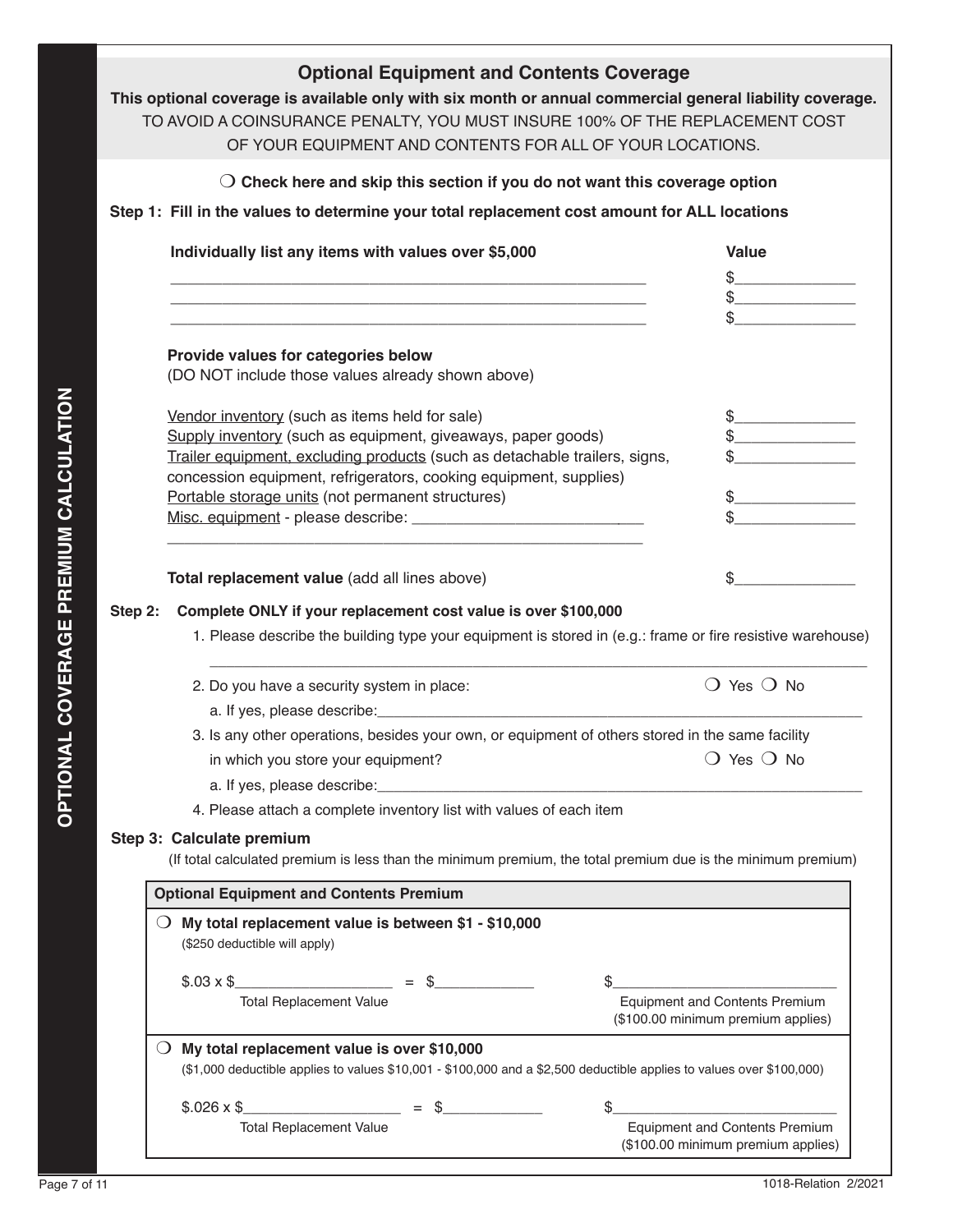OPTIONAL COVERAGE PREMIUM CALCULATION

## Optional Equipment and Contents Coverage

**This optional coverage is available only with six month or annual commercial general liability coverage.**

TO AVOID A COINSURANCE PENALTY, YOU MUST INSURE 100% OF THE REPLACEMENT COST OF YOUR EQUIPMENT AND CONTENTS FOR ALL OF YOUR LOCATIONS.

❍ **Check here and skip this section if you do not want this coverage option**

**Step 1: Fill in the values to determine your total replacement cost amount for ALL locations**

| **Individually list any items with values over $5,000** | **Value** |
|---|---|
| ____________________ | $________ |
| ____________________ | $________ |
| ____________________ | $________ |

**Provide values for categories below**
(DO NOT include those values already shown above)

| | |
|---|---|
| Vendor inventory (such as items held for sale) | $________ |
| Supply inventory (such as equipment, giveaways, paper goods) | $________ |
| Trailer equipment, excluding products (such as detachable trailers, signs, concession equipment, refrigerators, cooking equipment, supplies) | $________ |
| Portable storage units (not permanent structures) | $________ |
| Misc. equipment - please describe: ____________________ | $________ |
| **Total replacement value** (add all lines above) | $________ |

**Step 2: Complete ONLY if your replacement cost value is over $100,000**

1. Please describe the building type your equipment is stored in (e.g.: frame or fire resistive warehouse)
   ____________________
2. Do you have a security system in place: ❍ Yes ❍ No
   a. If yes, please describe:____________________
3. Is any other operations, besides your own, or equipment of others stored in the same facility in which you store your equipment? ❍ Yes ❍ No
   a. If yes, please describe:____________________
4. Please attach a complete inventory list with values of each item

**Step 3: Calculate premium**

(If total calculated premium is less than the minimum premium, the total premium due is the minimum premium)

| **Optional Equipment and Contents Premium** | |
|---|---|
| ❍ **My total replacement value is between $1 - $10,000** ($250 deductible will apply)<br><br>$.03 x $__________ (Total Replacement Value) = $__________ | $__________ Equipment and Contents Premium ($100.00 minimum premium applies) |
| ❍ **My total replacement value is over $10,000** ($1,000 deductible applies to values $10,001 - $100,000 and a $2,500 deductible applies to values over $100,000)<br><br>$.026 x $__________ (Total Replacement Value) = $__________ | $__________ Equipment and Contents Premium ($100.00 minimum premium applies) |

1018-Relation 2/2021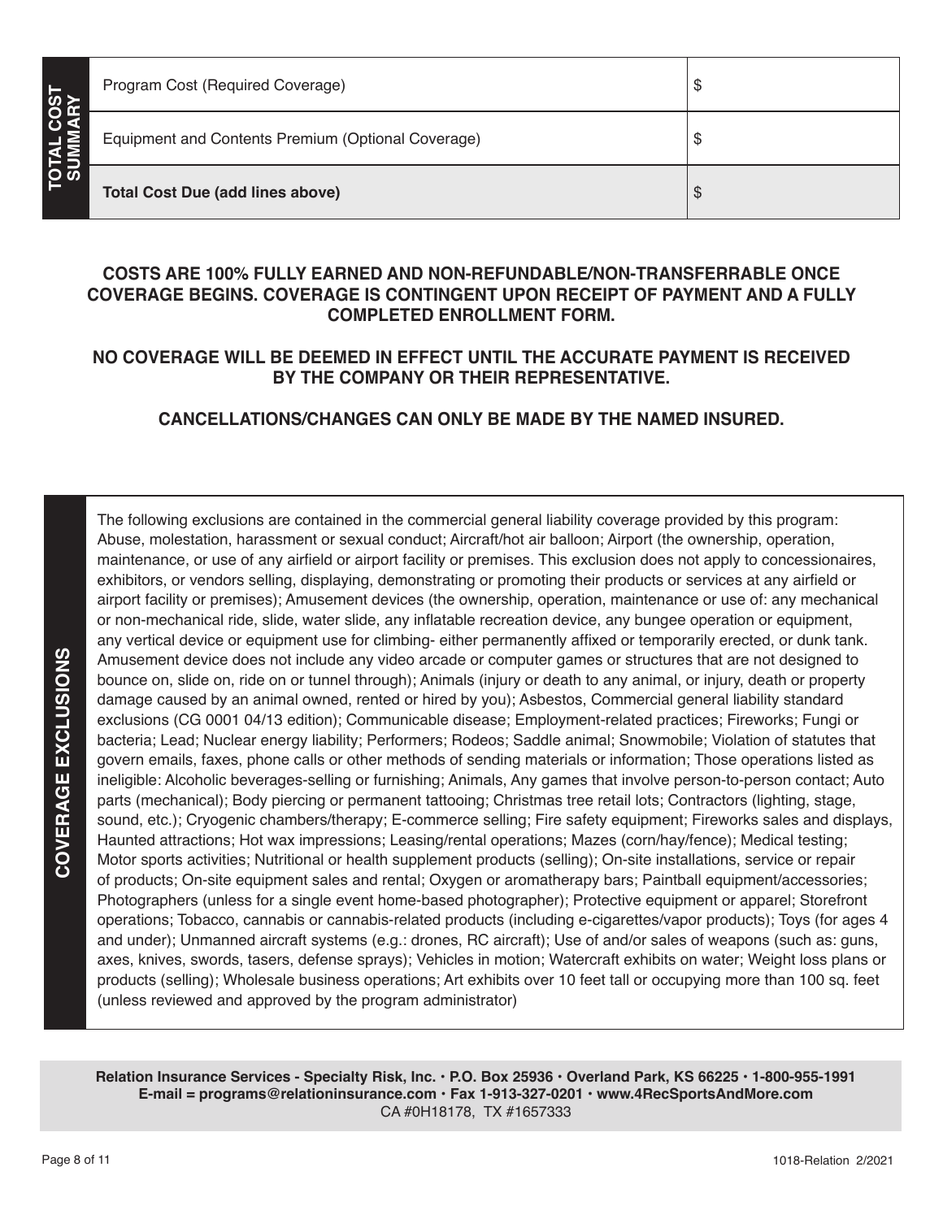## TOTAL COST SUMMARY

| Item | Amount |
|---|---|
| Program Cost (Required Coverage) | $ |
| Equipment and Contents Premium (Optional Coverage) | $ |
| **Total Cost Due (add lines above)** | $ |

**COSTS ARE 100% FULLY EARNED AND NON-REFUNDABLE/NON-TRANSFERRABLE ONCE COVERAGE BEGINS. COVERAGE IS CONTINGENT UPON RECEIPT OF PAYMENT AND A FULLY COMPLETED ENROLLMENT FORM.**

**NO COVERAGE WILL BE DEEMED IN EFFECT UNTIL THE ACCURATE PAYMENT IS RECEIVED BY THE COMPANY OR THEIR REPRESENTATIVE.**

**CANCELLATIONS/CHANGES CAN ONLY BE MADE BY THE NAMED INSURED.**

## COVERAGE EXCLUSIONS

The following exclusions are contained in the commercial general liability coverage provided by this program: Abuse, molestation, harassment or sexual conduct; Aircraft/hot air balloon; Airport (the ownership, operation, maintenance, or use of any airfield or airport facility or premises. This exclusion does not apply to concessionaires, exhibitors, or vendors selling, displaying, demonstrating or promoting their products or services at any airfield or airport facility or premises); Amusement devices (the ownership, operation, maintenance or use of: any mechanical or non-mechanical ride, slide, water slide, any inflatable recreation device, any bungee operation or equipment, any vertical device or equipment use for climbing- either permanently affixed or temporarily erected, or dunk tank. Amusement device does not include any video arcade or computer games or structures that are not designed to bounce on, slide on, ride on or tunnel through); Animals (injury or death to any animal, or injury, death or property damage caused by an animal owned, rented or hired by you); Asbestos, Commercial general liability standard exclusions (CG 0001 04/13 edition); Communicable disease; Employment-related practices; Fireworks; Fungi or bacteria; Lead; Nuclear energy liability; Performers; Rodeos; Saddle animal; Snowmobile; Violation of statutes that govern emails, faxes, phone calls or other methods of sending materials or information; Those operations listed as ineligible: Alcoholic beverages-selling or furnishing; Animals, Any games that involve person-to-person contact; Auto parts (mechanical); Body piercing or permanent tattooing; Christmas tree retail lots; Contractors (lighting, stage, sound, etc.); Cryogenic chambers/therapy; E-commerce selling; Fire safety equipment; Fireworks sales and displays, Haunted attractions; Hot wax impressions; Leasing/rental operations; Mazes (corn/hay/fence); Medical testing; Motor sports activities; Nutritional or health supplement products (selling); On-site installations, service or repair of products; On-site equipment sales and rental; Oxygen or aromatherapy bars; Paintball equipment/accessories; Photographers (unless for a single event home-based photographer); Protective equipment or apparel; Storefront operations; Tobacco, cannabis or cannabis-related products (including e-cigarettes/vapor products); Toys (for ages 4 and under); Unmanned aircraft systems (e.g.: drones, RC aircraft); Use of and/or sales of weapons (such as: guns, axes, knives, swords, tasers, defense sprays); Vehicles in motion; Watercraft exhibits on water; Weight loss plans or products (selling); Wholesale business operations; Art exhibits over 10 feet tall or occupying more than 100 sq. feet (unless reviewed and approved by the program administrator)

**Relation Insurance Services - Specialty Risk, Inc. • P.O. Box 25936 • Overland Park, KS 66225 • 1-800-955-1991**
**E-mail = programs@relationinsurance.com • Fax 1-913-327-0201 • www.4RecSportsAndMore.com**
CA #0H18178, TX #1657333

1018-Relation 2/2021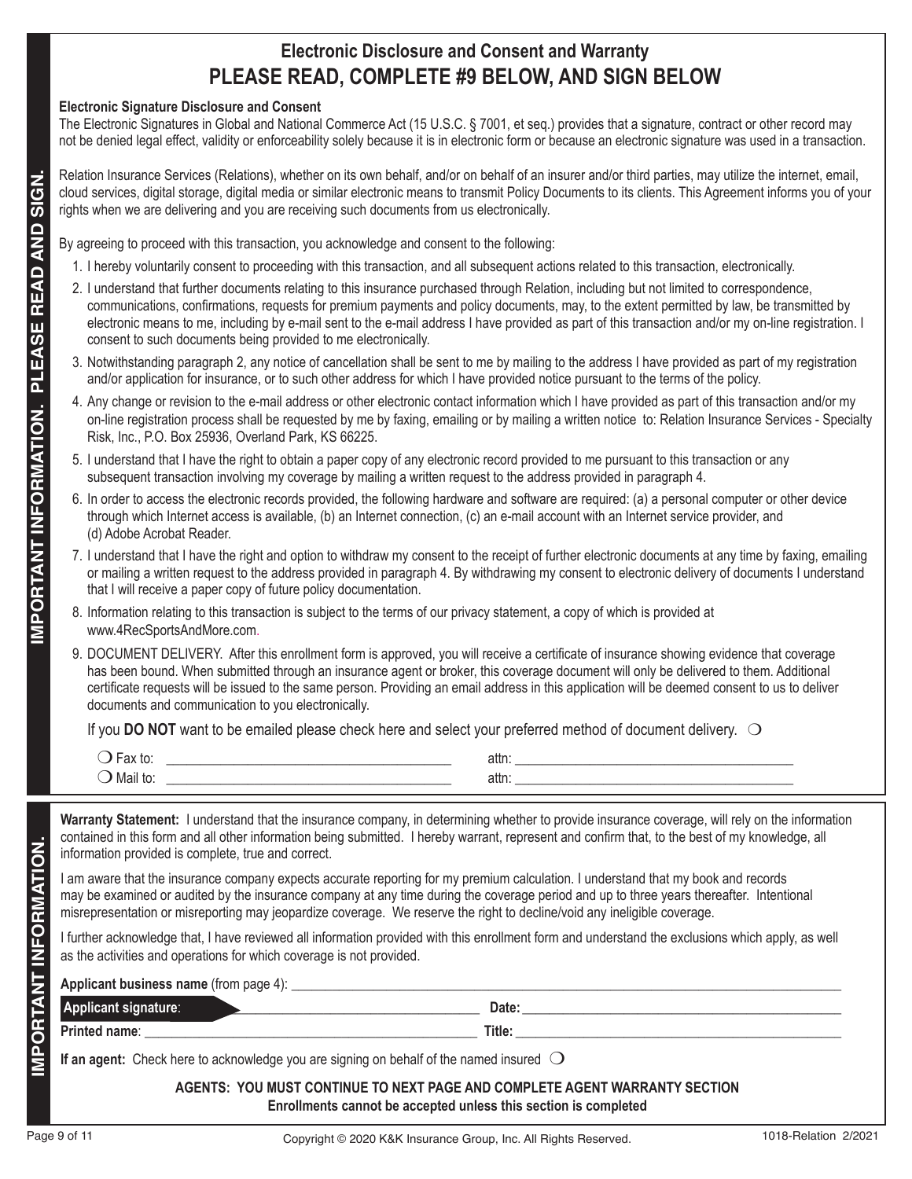IMPORTANT INFORMATION. PLEASE READ AND SIGN.

## Electronic Disclosure and Consent and Warranty

## PLEASE READ, COMPLETE #9 BELOW, AND SIGN BELOW

**Electronic Signature Disclosure and Consent**

The Electronic Signatures in Global and National Commerce Act (15 U.S.C. § 7001, et seq.) provides that a signature, contract or other record may not be denied legal effect, validity or enforceability solely because it is in electronic form or because an electronic signature was used in a transaction.

Relation Insurance Services (Relations), whether on its own behalf, and/or on behalf of an insurer and/or third parties, may utilize the internet, email, cloud services, digital storage, digital media or similar electronic means to transmit Policy Documents to its clients. This Agreement informs you of your rights when we are delivering and you are receiving such documents from us electronically.

By agreeing to proceed with this transaction, you acknowledge and consent to the following:

1. I hereby voluntarily consent to proceeding with this transaction, and all subsequent actions related to this transaction, electronically.
2. I understand that further documents relating to this insurance purchased through Relation, including but not limited to correspondence, communications, confirmations, requests for premium payments and policy documents, may, to the extent permitted by law, be transmitted by electronic means to me, including by e-mail sent to the e-mail address I have provided as part of this transaction and/or my on-line registration. I consent to such documents being provided to me electronically.
3. Notwithstanding paragraph 2, any notice of cancellation shall be sent to me by mailing to the address I have provided as part of my registration and/or application for insurance, or to such other address for which I have provided notice pursuant to the terms of the policy.
4. Any change or revision to the e-mail address or other electronic contact information which I have provided as part of this transaction and/or my on-line registration process shall be requested by me by faxing, emailing or by mailing a written notice to: Relation Insurance Services - Specialty Risk, Inc., P.O. Box 25936, Overland Park, KS 66225.
5. I understand that I have the right to obtain a paper copy of any electronic record provided to me pursuant to this transaction or any subsequent transaction involving my coverage by mailing a written request to the address provided in paragraph 4.
6. In order to access the electronic records provided, the following hardware and software are required: (a) a personal computer or other device through which Internet access is available, (b) an Internet connection, (c) an e-mail account with an Internet service provider, and (d) Adobe Acrobat Reader.
7. I understand that I have the right and option to withdraw my consent to the receipt of further electronic documents at any time by faxing, emailing or mailing a written request to the address provided in paragraph 4. By withdrawing my consent to electronic delivery of documents I understand that I will receive a paper copy of future policy documentation.
8. Information relating to this transaction is subject to the terms of our privacy statement, a copy of which is provided at www.4RecSportsAndMore.com.
9. DOCUMENT DELIVERY. After this enrollment form is approved, you will receive a certificate of insurance showing evidence that coverage has been bound. When submitted through an insurance agent or broker, this coverage document will only be delivered to them. Additional certificate requests will be issued to the same person. Providing an email address in this application will be deemed consent to us to deliver documents and communication to you electronically.

If you **DO NOT** want to be emailed please check here and select your preferred method of document delivery. ❍

❍ Fax to: ________________________ attn: ________________________

❍ Mail to: ________________________ attn: ________________________

IMPORTANT INFORMATION.

**Warranty Statement:** I understand that the insurance company, in determining whether to provide insurance coverage, will rely on the information contained in this form and all other information being submitted. I hereby warrant, represent and confirm that, to the best of my knowledge, all information provided is complete, true and correct.

I am aware that the insurance company expects accurate reporting for my premium calculation. I understand that my book and records may be examined or audited by the insurance company at any time during the coverage period and up to three years thereafter. Intentional misrepresentation or misreporting may jeopardize coverage. We reserve the right to decline/void any ineligible coverage.

I further acknowledge that, I have reviewed all information provided with this enrollment form and understand the exclusions which apply, as well as the activities and operations for which coverage is not provided.

**Applicant business name** (from page 4): ________________________

**Applicant signature**: ________________________ **Date:** ________________________

**Printed name**: ________________________ **Title:** ________________________

**If an agent:** Check here to acknowledge you are signing on behalf of the named insured ❍

**AGENTS: YOU MUST CONTINUE TO NEXT PAGE AND COMPLETE AGENT WARRANTY SECTION**
**Enrollments cannot be accepted unless this section is completed**

Copyright © 2020 K&K Insurance Group, Inc. All Rights Reserved. 1018-Relation 2/2021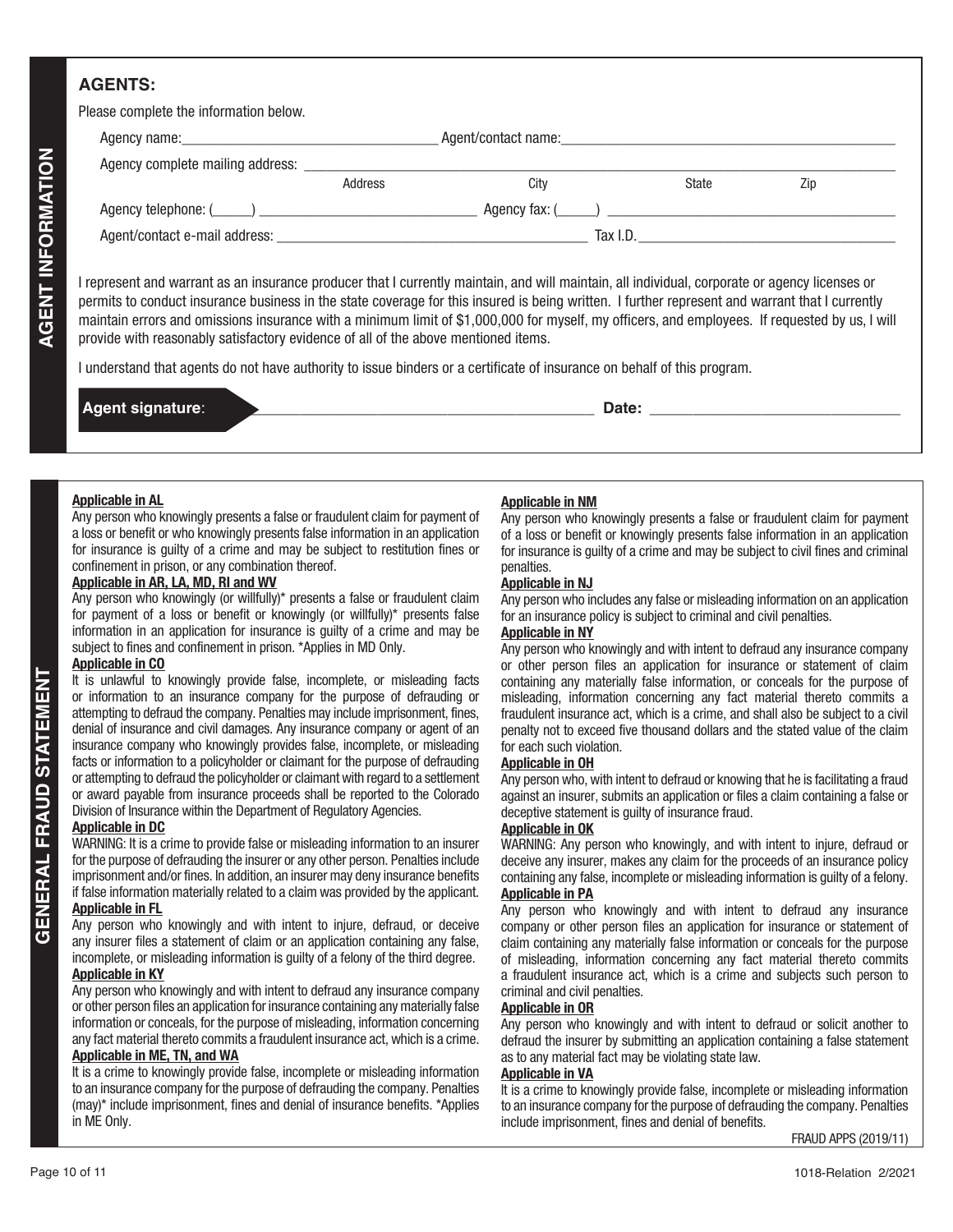## AGENT INFORMATION

### AGENTS:

Please complete the information below.

Agency name:\_\_\_\_\_\_\_\_\_\_\_\_\_\_\_\_\_\_\_\_\_\_\_\_\_\_\_\_\_\_ Agent/contact name:\_\_\_\_\_\_\_\_\_\_\_\_\_\_\_\_\_\_\_\_\_\_\_\_\_\_\_\_\_\_\_\_\_\_\_\_\_\_\_\_

Agency complete mailing address: \_\_\_\_\_\_\_\_\_\_\_\_\_\_\_\_\_\_\_\_\_\_\_\_\_\_\_\_\_\_\_\_\_\_\_\_\_\_\_\_\_\_\_\_\_\_\_\_\_\_\_\_\_\_\_\_\_\_\_\_\_\_\_\_\_\_\_\_\_\_

Address City State Zip

Agency telephone: (\_\_\_\_\_) \_\_\_\_\_\_\_\_\_\_\_\_\_\_\_\_\_\_\_\_\_\_\_\_\_\_\_ Agency fax: (\_\_\_\_\_) \_\_\_\_\_\_\_\_\_\_\_\_\_\_\_\_\_\_\_\_\_\_\_\_\_\_\_\_\_\_\_\_\_\_\_\_

Agent/contact e-mail address: \_\_\_\_\_\_\_\_\_\_\_\_\_\_\_\_\_\_\_\_\_\_\_\_\_\_\_\_\_\_\_\_\_\_\_\_\_\_ Tax I.D.\_\_\_\_\_\_\_\_\_\_\_\_\_\_\_\_\_\_\_\_\_\_\_\_\_\_\_\_\_\_\_\_

I represent and warrant as an insurance producer that I currently maintain, and will maintain, all individual, corporate or agency licenses or permits to conduct insurance business in the state coverage for this insured is being written. I further represent and warrant that I currently maintain errors and omissions insurance with a minimum limit of $1,000,000 for myself, my officers, and employees. If requested by us, I will provide with reasonably satisfactory evidence of all of the above mentioned items.

I understand that agents do not have authority to issue binders or a certificate of insurance on behalf of this program.

**Agent signature**: \_\_\_\_\_\_\_\_\_\_\_\_\_\_\_\_\_\_\_\_\_\_\_\_\_\_\_\_\_\_\_\_\_\_\_\_\_\_\_\_ **Date:** \_\_\_\_\_\_\_\_\_\_\_\_\_\_\_\_\_\_\_\_\_\_\_\_\_\_\_\_\_\_

## GENERAL FRAUD STATEMENT

**Applicable in AL**

Any person who knowingly presents a false or fraudulent claim for payment of a loss or benefit or who knowingly presents false information in an application for insurance is guilty of a crime and may be subject to restitution fines or confinement in prison, or any combination thereof.

**Applicable in AR, LA, MD, RI and WV**

Any person who knowingly (or willfully)* presents a false or fraudulent claim for payment of a loss or benefit or knowingly (or willfully)* presents false information in an application for insurance is guilty of a crime and may be subject to fines and confinement in prison. *Applies in MD Only.

**Applicable in CO**

It is unlawful to knowingly provide false, incomplete, or misleading facts or information to an insurance company for the purpose of defrauding or attempting to defraud the company. Penalties may include imprisonment, fines, denial of insurance and civil damages. Any insurance company or agent of an insurance company who knowingly provides false, incomplete, or misleading facts or information to a policyholder or claimant for the purpose of defrauding or attempting to defraud the policyholder or claimant with regard to a settlement or award payable from insurance proceeds shall be reported to the Colorado Division of Insurance within the Department of Regulatory Agencies.

**Applicable in DC**

WARNING: It is a crime to provide false or misleading information to an insurer for the purpose of defrauding the insurer or any other person. Penalties include imprisonment and/or fines. In addition, an insurer may deny insurance benefits if false information materially related to a claim was provided by the applicant.

**Applicable in FL**

Any person who knowingly and with intent to injure, defraud, or deceive any insurer files a statement of claim or an application containing any false, incomplete, or misleading information is guilty of a felony of the third degree.

**Applicable in KY**

Any person who knowingly and with intent to defraud any insurance company or other person files an application for insurance containing any materially false information or conceals, for the purpose of misleading, information concerning any fact material thereto commits a fraudulent insurance act, which is a crime.

**Applicable in ME, TN, and WA**

It is a crime to knowingly provide false, incomplete or misleading information to an insurance company for the purpose of defrauding the company. Penalties (may)* include imprisonment, fines and denial of insurance benefits. *Applies in ME Only.

**Applicable in NM**

Any person who knowingly presents a false or fraudulent claim for payment of a loss or benefit or knowingly presents false information in an application for insurance is guilty of a crime and may be subject to civil fines and criminal penalties.

**Applicable in NJ**

Any person who includes any false or misleading information on an application for an insurance policy is subject to criminal and civil penalties.

**Applicable in NY**

Any person who knowingly and with intent to defraud any insurance company or other person files an application for insurance or statement of claim containing any materially false information, or conceals for the purpose of misleading, information concerning any fact material thereto commits a fraudulent insurance act, which is a crime, and shall also be subject to a civil penalty not to exceed five thousand dollars and the stated value of the claim for each such violation.

**Applicable in OH**

Any person who, with intent to defraud or knowing that he is facilitating a fraud against an insurer, submits an application or files a claim containing a false or deceptive statement is guilty of insurance fraud.

**Applicable in OK**

WARNING: Any person who knowingly, and with intent to injure, defraud or deceive any insurer, makes any claim for the proceeds of an insurance policy containing any false, incomplete or misleading information is guilty of a felony.

**Applicable in PA**

Any person who knowingly and with intent to defraud any insurance company or other person files an application for insurance or statement of claim containing any materially false information or conceals for the purpose of misleading, information concerning any fact material thereto commits a fraudulent insurance act, which is a crime and subjects such person to criminal and civil penalties.

**Applicable in OR**

Any person who knowingly and with intent to defraud or solicit another to defraud the insurer by submitting an application containing a false statement as to any material fact may be violating state law.

**Applicable in VA**

It is a crime to knowingly provide false, incomplete or misleading information to an insurance company for the purpose of defrauding the company. Penalties include imprisonment, fines and denial of benefits.

FRAUD APPS (2019/11)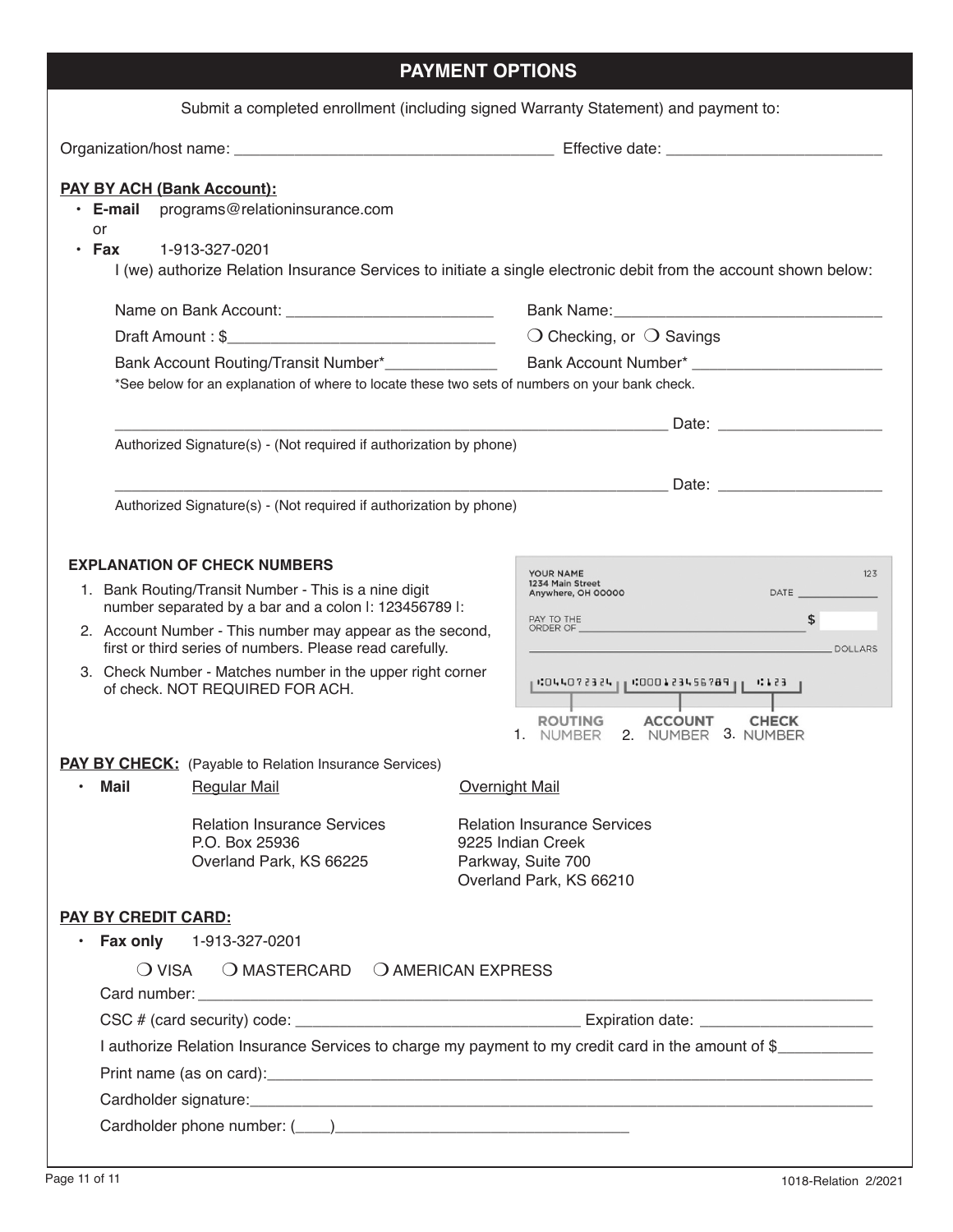## PAYMENT OPTIONS

Submit a completed enrollment (including signed Warranty Statement) and payment to:

Organization/host name: ____________________________________ Effective date: ________________________

**PAY BY ACH (Bank Account):**

- **E-mail** programs@relationinsurance.com

  or
- **Fax** 1-913-327-0201

  I (we) authorize Relation Insurance Services to initiate a single electronic debit from the account shown below:

  Name on Bank Account: ________________________ Bank Name: ______________________________

  Draft Amount : $______________________________ ❍ Checking, or ❍ Savings

  Bank Account Routing/Transit Number*_____________ Bank Account Number* ______________________

  *See below for an explanation of where to locate these two sets of numbers on your bank check.

  ______________________________________________________________ Date: __________________

  Authorized Signature(s) - (Not required if authorization by phone)

  ______________________________________________________________ Date: __________________

  Authorized Signature(s) - (Not required if authorization by phone)

**EXPLANATION OF CHECK NUMBERS**

1. Bank Routing/Transit Number - This is a nine digit number separated by a bar and a colon |: 123456789 |:
2. Account Number - This number may appear as the second, first or third series of numbers. Please read carefully.
3. Check Number - Matches number in the upper right corner of check. NOT REQUIRED FOR ACH.

YOUR NAME
1234 Main Street
Anywhere, OH 00000
123
DATE
PAY TO THE ORDER OF
$
DOLLARS
1. ROUTING NUMBER 2. ACCOUNT NUMBER 3. CHECK NUMBER

**PAY BY CHECK:** (Payable to Relation Insurance Services)

- **Mail**

  Regular Mail

  Relation Insurance Services
  P.O. Box 25936
  Overland Park, KS 66225

  Overnight Mail

  Relation Insurance Services
  9225 Indian Creek
  Parkway, Suite 700
  Overland Park, KS 66210

**PAY BY CREDIT CARD:**

- **Fax only** 1-913-327-0201

  ❍ VISA ❍ MASTERCARD ❍ AMERICAN EXPRESS

  Card number: ________________________________________________________________________

  CSC # (card security) code: ________________________________ Expiration date: ____________________

  I authorize Relation Insurance Services to charge my payment to my credit card in the amount of $___________

  Print name (as on card):_________________________________________________________________

  Cardholder signature:___________________________________________________________________

  Cardholder phone number: (____)__________________________________

1018-Relation 2/2021